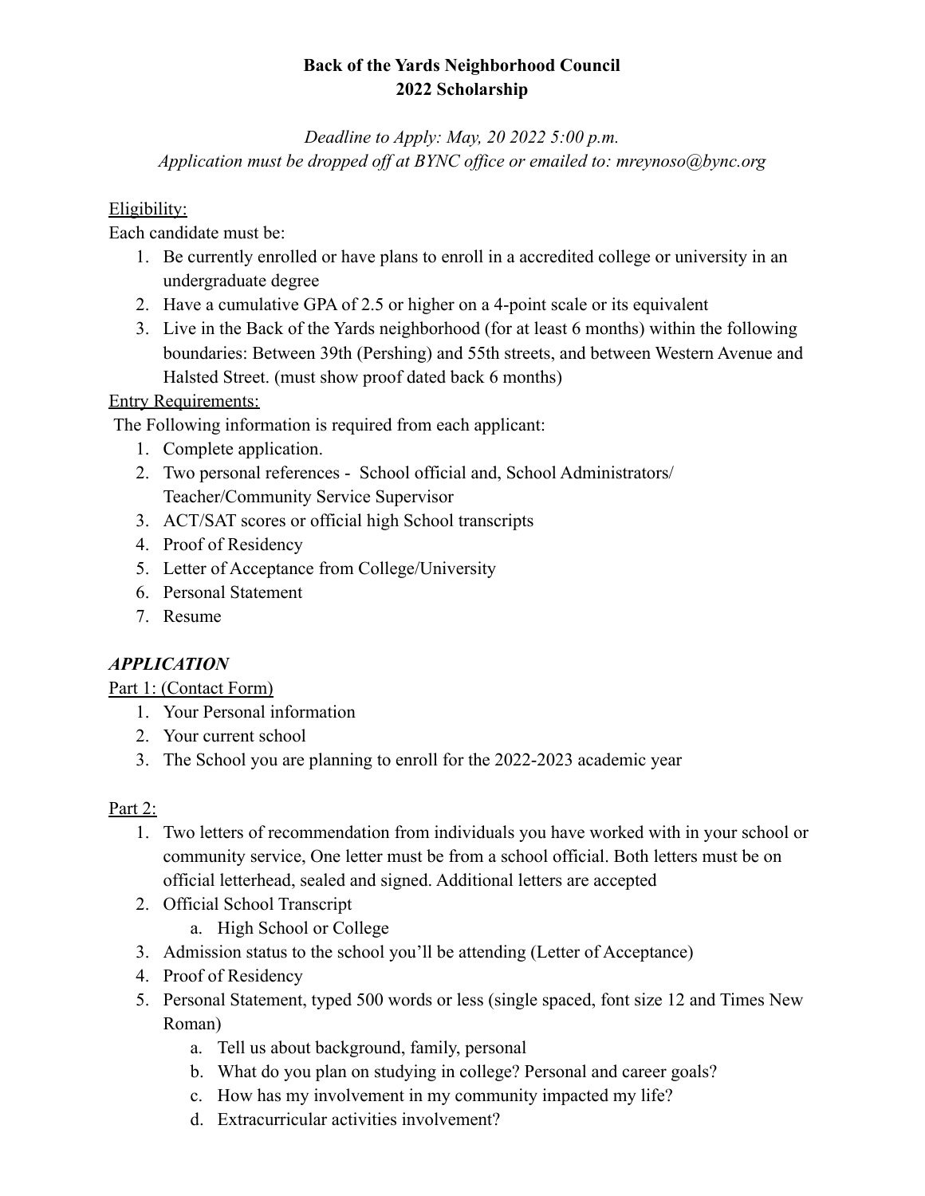**Back of the Yards Neighborhood Council**
**2022 Scholarship**

*Deadline to Apply: May, 20 2022 5:00 p.m.*
*Application must be dropped off at BYNC office or emailed to: mreynoso@bync.org*

<u>Eligibility:</u>
Each candidate must be:

1. Be currently enrolled or have plans to enroll in a accredited college or university in an undergraduate degree
2. Have a cumulative GPA of 2.5 or higher on a 4-point scale or its equivalent
3. Live in the Back of the Yards neighborhood (for at least 6 months) within the following boundaries: Between 39th (Pershing) and 55th streets, and between Western Avenue and Halsted Street. (must show proof dated back 6 months)

<u>Entry Requirements:</u>
The Following information is required from each applicant:

1. Complete application.
2. Two personal references - School official and, School Administrators/ Teacher/Community Service Supervisor
3. ACT/SAT scores or official high School transcripts
4. Proof of Residency
5. Letter of Acceptance from College/University
6. Personal Statement
7. Resume

***APPLICATION***

<u>Part 1: (Contact Form)</u>

1. Your Personal information
2. Your current school
3. The School you are planning to enroll for the 2022-2023 academic year

<u>Part 2:</u>

1. Two letters of recommendation from individuals you have worked with in your school or community service, One letter must be from a school official. Both letters must be on official letterhead, sealed and signed. Additional letters are accepted
2. Official School Transcript
   a. High School or College
3. Admission status to the school you'll be attending (Letter of Acceptance)
4. Proof of Residency
5. Personal Statement, typed 500 words or less (single spaced, font size 12 and Times New Roman)
   a. Tell us about background, family, personal
   b. What do you plan on studying in college? Personal and career goals?
   c. How has my involvement in my community impacted my life?
   d. Extracurricular activities involvement?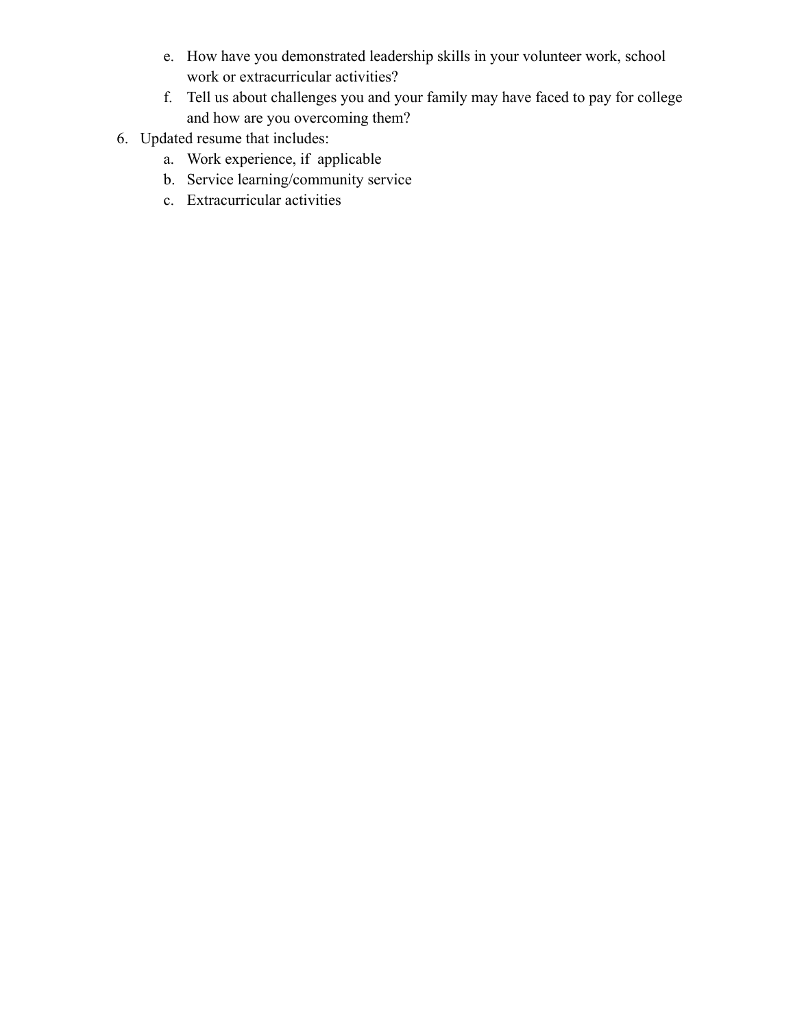e. How have you demonstrated leadership skills in your volunteer work, school work or extracurricular activities?
   f. Tell us about challenges you and your family may have faced to pay for college and how are you overcoming them?

6. Updated resume that includes:
   a. Work experience, if applicable
   b. Service learning/community service
   c. Extracurricular activities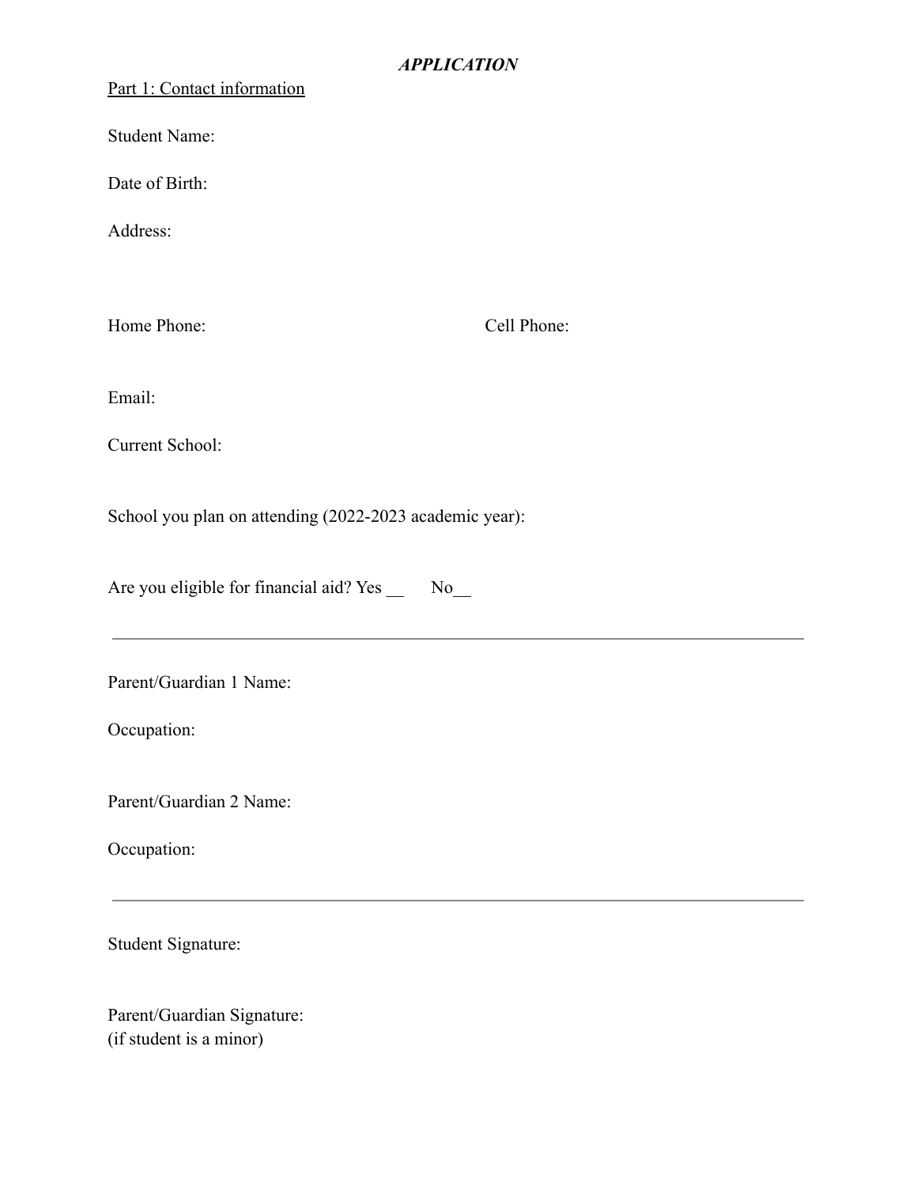***APPLICATION***

<u>Part 1: Contact information</u>

Student Name:

Date of Birth:

Address:

Home Phone: Cell Phone:

Email:

Current School:

School you plan on attending (2022-2023 academic year):

Are you eligible for financial aid? Yes __ No__

---

Parent/Guardian 1 Name:

Occupation:

Parent/Guardian 2 Name:

Occupation:

---

Student Signature:

Parent/Guardian Signature:
(if student is a minor)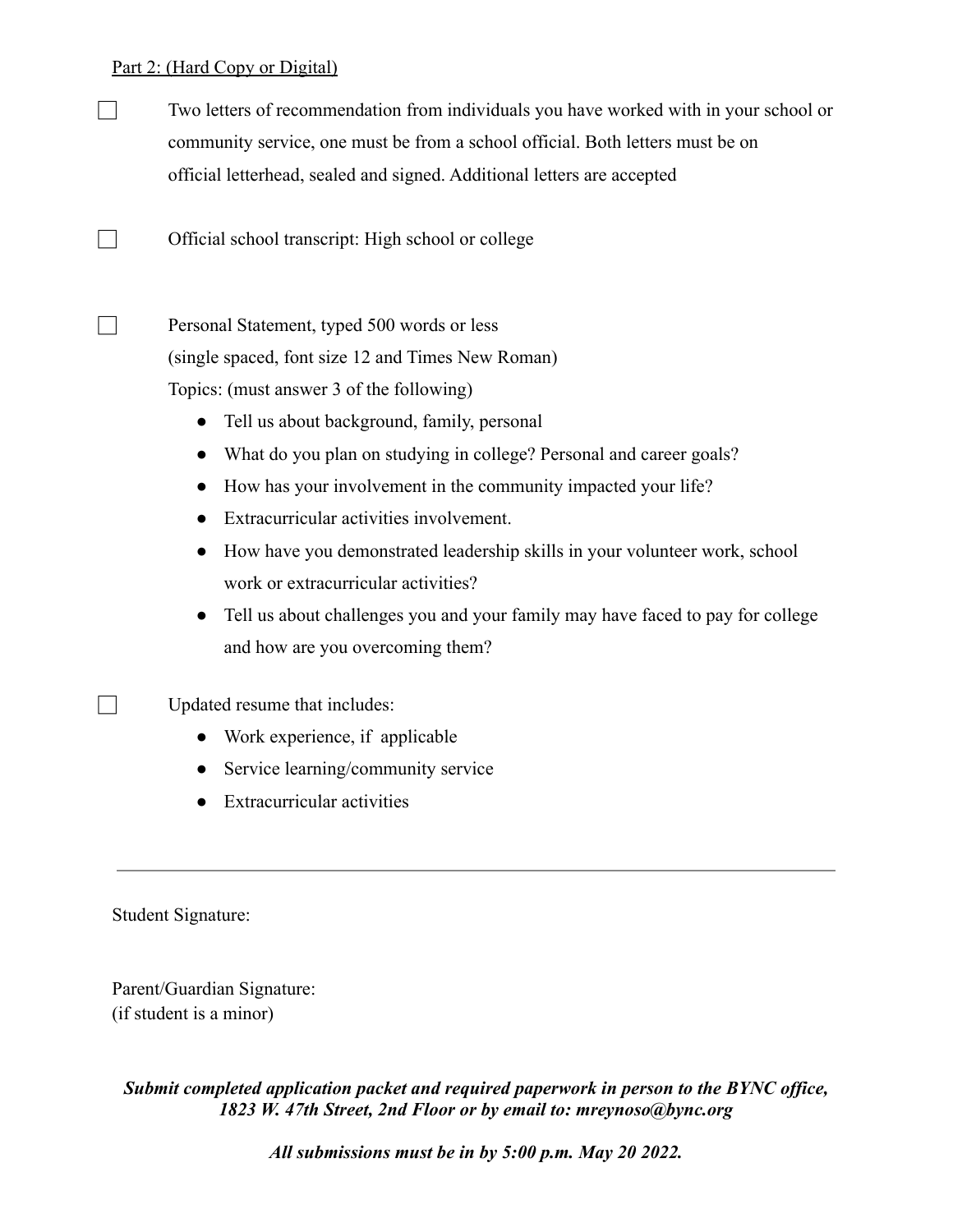<u>Part 2: (Hard Copy or Digital)</u>

- [ ] Two letters of recommendation from individuals you have worked with in your school or community service, one must be from a school official. Both letters must be on official letterhead, sealed and signed. Additional letters are accepted

- [ ] Official school transcript: High school or college

- [ ] Personal Statement, typed 500 words or less
  (single spaced, font size 12 and Times New Roman)
  Topics: (must answer 3 of the following)
  - Tell us about background, family, personal
  - What do you plan on studying in college? Personal and career goals?
  - How has your involvement in the community impacted your life?
  - Extracurricular activities involvement.
  - How have you demonstrated leadership skills in your volunteer work, school work or extracurricular activities?
  - Tell us about challenges you and your family may have faced to pay for college and how are you overcoming them?

- [ ] Updated resume that includes:
  - Work experience, if applicable
  - Service learning/community service
  - Extracurricular activities

---

Student Signature:

Parent/Guardian Signature:
(if student is a minor)

***Submit completed application packet and required paperwork in person to the BYNC office, 1823 W. 47th Street, 2nd Floor or by email to: mreynoso@bync.org***

***All submissions must be in by 5:00 p.m. May 20 2022.***